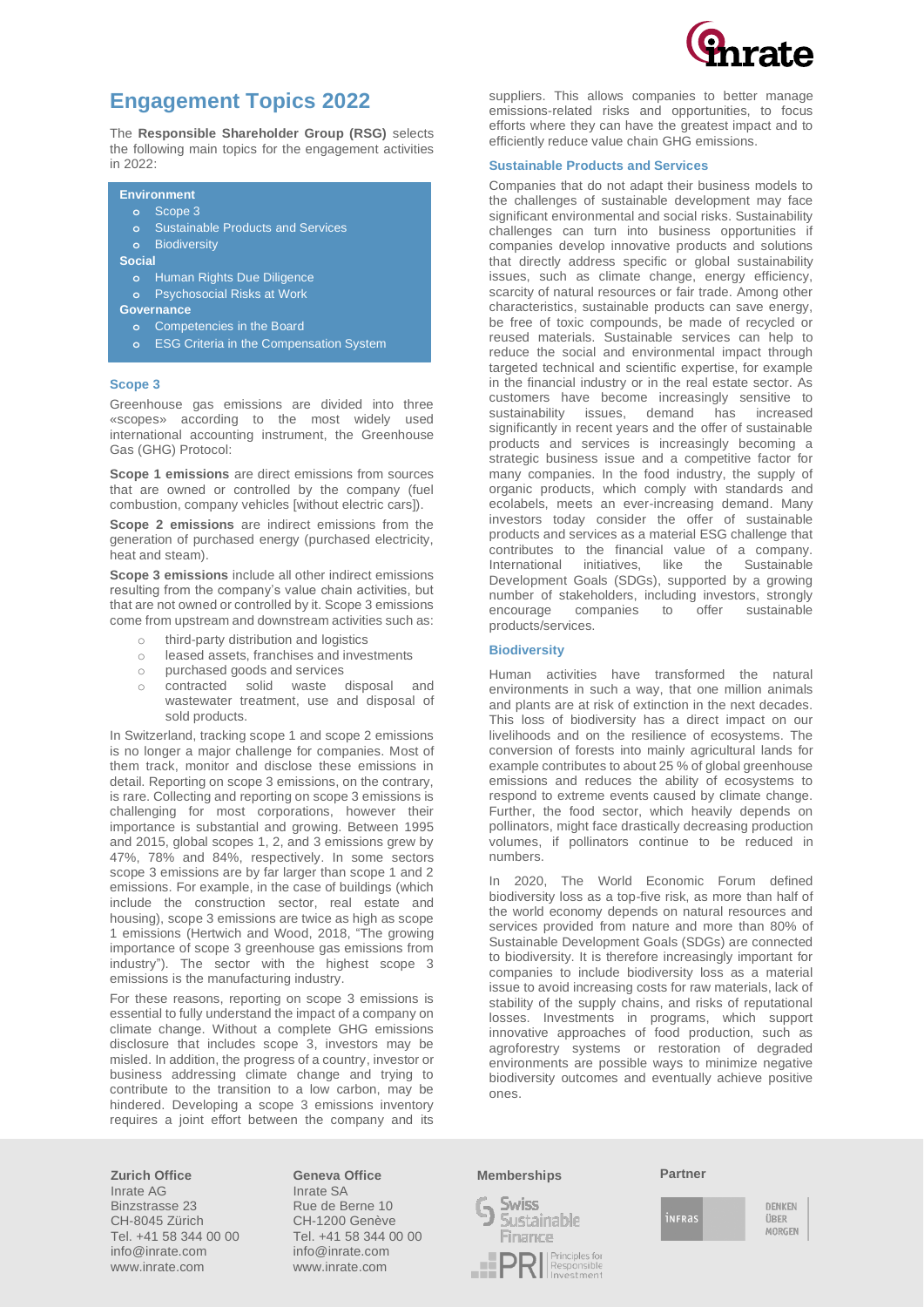# Engagement Topics 2022

The **Responsible Shareholder Group (RSG)** selects the following main topics for the engagement activities in 2022:

**Environment**
- Scope 3
- Sustainable Products and Services
- Biodiversity

**Social**
- Human Rights Due Diligence
- Psychosocial Risks at Work

**Governance**
- Competencies in the Board
- ESG Criteria in the Compensation System

### Scope 3

Greenhouse gas emissions are divided into three «scopes» according to the most widely used international accounting instrument, the Greenhouse Gas (GHG) Protocol:

**Scope 1 emissions** are direct emissions from sources that are owned or controlled by the company (fuel combustion, company vehicles [without electric cars]).

**Scope 2 emissions** are indirect emissions from the generation of purchased energy (purchased electricity, heat and steam).

**Scope 3 emissions** include all other indirect emissions resulting from the company's value chain activities, but that are not owned or controlled by it. Scope 3 emissions come from upstream and downstream activities such as:

- third-party distribution and logistics
- leased assets, franchises and investments
- purchased goods and services
- contracted solid waste disposal and wastewater treatment, use and disposal of sold products.

In Switzerland, tracking scope 1 and scope 2 emissions is no longer a major challenge for companies. Most of them track, monitor and disclose these emissions in detail. Reporting on scope 3 emissions, on the contrary, is rare. Collecting and reporting on scope 3 emissions is challenging for most corporations, however their importance is substantial and growing. Between 1995 and 2015, global scopes 1, 2, and 3 emissions grew by 47%, 78% and 84%, respectively. In some sectors scope 3 emissions are by far larger than scope 1 and 2 emissions. For example, in the case of buildings (which include the construction sector, real estate and housing), scope 3 emissions are twice as high as scope 1 emissions (Hertwich and Wood, 2018, "The growing importance of scope 3 greenhouse gas emissions from industry"). The sector with the highest scope 3 emissions is the manufacturing industry.

For these reasons, reporting on scope 3 emissions is essential to fully understand the impact of a company on climate change. Without a complete GHG emissions disclosure that includes scope 3, investors may be misled. In addition, the progress of a country, investor or business addressing climate change and trying to contribute to the transition to a low carbon, may be hindered. Developing a scope 3 emissions inventory requires a joint effort between the company and its suppliers. This allows companies to better manage emissions-related risks and opportunities, to focus efforts where they can have the greatest impact and to efficiently reduce value chain GHG emissions.

### Sustainable Products and Services

Companies that do not adapt their business models to the challenges of sustainable development may face significant environmental and social risks. Sustainability challenges can turn into business opportunities if companies develop innovative products and solutions that directly address specific or global sustainability issues, such as climate change, energy efficiency, scarcity of natural resources or fair trade. Among other characteristics, sustainable products can save energy, be free of toxic compounds, be made of recycled or reused materials. Sustainable services can help to reduce the social and environmental impact through targeted technical and scientific expertise, for example in the financial industry or in the real estate sector. As customers have become increasingly sensitive to sustainability issues, demand has increased significantly in recent years and the offer of sustainable products and services is increasingly becoming a strategic business issue and a competitive factor for many companies. In the food industry, the supply of organic products, which comply with standards and ecolabels, meets an ever-increasing demand. Many investors today consider the offer of sustainable products and services as a material ESG challenge that contributes to the financial value of a company. International initiatives, like the Sustainable Development Goals (SDGs), supported by a growing number of stakeholders, including investors, strongly encourage companies to offer sustainable products/services.

### Biodiversity

Human activities have transformed the natural environments in such a way, that one million animals and plants are at risk of extinction in the next decades. This loss of biodiversity has a direct impact on our livelihoods and on the resilience of ecosystems. The conversion of forests into mainly agricultural lands for example contributes to about 25 % of global greenhouse emissions and reduces the ability of ecosystems to respond to extreme events caused by climate change. Further, the food sector, which heavily depends on pollinators, might face drastically decreasing production volumes, if pollinators continue to be reduced in numbers.

In 2020, The World Economic Forum defined biodiversity loss as a top-five risk, as more than half of the world economy depends on natural resources and services provided from nature and more than 80% of Sustainable Development Goals (SDGs) are connected to biodiversity. It is therefore increasingly important for companies to include biodiversity loss as a material issue to avoid increasing costs for raw materials, lack of stability of the supply chains, and risks of reputational losses. Investments in programs, which support innovative approaches of food production, such as agroforestry systems or restoration of degraded environments are possible ways to minimize negative biodiversity outcomes and eventually achieve positive ones.

**Zurich Office**
Inrate AG
Binzstrasse 23
CH-8045 Zürich
Tel. +41 58 344 00 00
info@inrate.com
www.inrate.com

**Geneva Office**
Inrate SA
Rue de Berne 10
CH-1200 Genève
Tel. +41 58 344 00 00
info@inrate.com
www.inrate.com

**Memberships**

**Partner**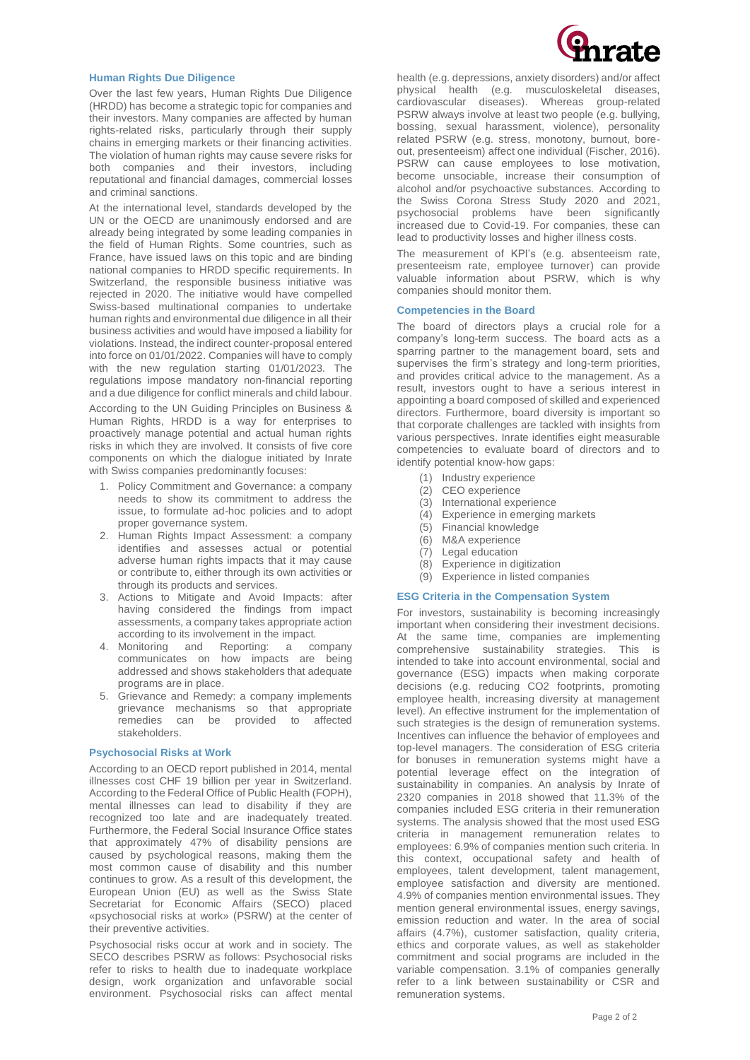## Human Rights Due Diligence

Over the last few years, Human Rights Due Diligence (HRDD) has become a strategic topic for companies and their investors. Many companies are affected by human rights-related risks, particularly through their supply chains in emerging markets or their financing activities. The violation of human rights may cause severe risks for both companies and their investors, including reputational and financial damages, commercial losses and criminal sanctions.

At the international level, standards developed by the UN or the OECD are unanimously endorsed and are already being integrated by some leading companies in the field of Human Rights. Some countries, such as France, have issued laws on this topic and are binding national companies to HRDD specific requirements. In Switzerland, the responsible business initiative was rejected in 2020. The initiative would have compelled Swiss-based multinational companies to undertake human rights and environmental due diligence in all their business activities and would have imposed a liability for violations. Instead, the indirect counter-proposal entered into force on 01/01/2022. Companies will have to comply with the new regulation starting 01/01/2023. The regulations impose mandatory non-financial reporting and a due diligence for conflict minerals and child labour.

According to the UN Guiding Principles on Business & Human Rights, HRDD is a way for enterprises to proactively manage potential and actual human rights risks in which they are involved. It consists of five core components on which the dialogue initiated by Inrate with Swiss companies predominantly focuses:

1. Policy Commitment and Governance: a company needs to show its commitment to address the issue, to formulate ad-hoc policies and to adopt proper governance system.
2. Human Rights Impact Assessment: a company identifies and assesses actual or potential adverse human rights impacts that it may cause or contribute to, either through its own activities or through its products and services.
3. Actions to Mitigate and Avoid Impacts: after having considered the findings from impact assessments, a company takes appropriate action according to its involvement in the impact.
4. Monitoring and Reporting: a company communicates on how impacts are being addressed and shows stakeholders that adequate programs are in place.
5. Grievance and Remedy: a company implements grievance mechanisms so that appropriate remedies can be provided to affected stakeholders.

## Psychosocial Risks at Work

According to an OECD report published in 2014, mental illnesses cost CHF 19 billion per year in Switzerland. According to the Federal Office of Public Health (FOPH), mental illnesses can lead to disability if they are recognized too late and are inadequately treated. Furthermore, the Federal Social Insurance Office states that approximately 47% of disability pensions are caused by psychological reasons, making them the most common cause of disability and this number continues to grow. As a result of this development, the European Union (EU) as well as the Swiss State Secretariat for Economic Affairs (SECO) placed «psychosocial risks at work» (PSRW) at the center of their preventive activities.

Psychosocial risks occur at work and in society. The SECO describes PSRW as follows: Psychosocial risks refer to risks to health due to inadequate workplace design, work organization and unfavorable social environment. Psychosocial risks can affect mental health (e.g. depressions, anxiety disorders) and/or affect physical health (e.g. musculoskeletal diseases, cardiovascular diseases). Whereas group-related PSRW always involve at least two people (e.g. bullying, bossing, sexual harassment, violence), personality related PSRW (e.g. stress, monotony, burnout, bore-out, presenteeism) affect one individual (Fischer, 2016). PSRW can cause employees to lose motivation, become unsociable, increase their consumption of alcohol and/or psychoactive substances. According to the Swiss Corona Stress Study 2020 and 2021, psychosocial problems have been significantly increased due to Covid-19. For companies, these can lead to productivity losses and higher illness costs.

The measurement of KPI's (e.g. absenteeism rate, presenteeism rate, employee turnover) can provide valuable information about PSRW, which is why companies should monitor them.

## Competencies in the Board

The board of directors plays a crucial role for a company's long-term success. The board acts as a sparring partner to the management board, sets and supervises the firm's strategy and long-term priorities, and provides critical advice to the management. As a result, investors ought to have a serious interest in appointing a board composed of skilled and experienced directors. Furthermore, board diversity is important so that corporate challenges are tackled with insights from various perspectives. Inrate identifies eight measurable competencies to evaluate board of directors and to identify potential know-how gaps:

(1) Industry experience
(2) CEO experience
(3) International experience
(4) Experience in emerging markets
(5) Financial knowledge
(6) M&A experience
(7) Legal education
(8) Experience in digitization
(9) Experience in listed companies

## ESG Criteria in the Compensation System

For investors, sustainability is becoming increasingly important when considering their investment decisions. At the same time, companies are implementing comprehensive sustainability strategies. This is intended to take into account environmental, social and governance (ESG) impacts when making corporate decisions (e.g. reducing CO2 footprints, promoting employee health, increasing diversity at management level). An effective instrument for the implementation of such strategies is the design of remuneration systems. Incentives can influence the behavior of employees and top-level managers. The consideration of ESG criteria for bonuses in remuneration systems might have a potential leverage effect on the integration of sustainability in companies. An analysis by Inrate of 2320 companies in 2018 showed that 11.3% of the companies included ESG criteria in their remuneration systems. The analysis showed that the most used ESG criteria in management remuneration relates to employees: 6.9% of companies mention such criteria. In this context, occupational safety and health of employees, talent development, talent management, employee satisfaction and diversity are mentioned. 4.9% of companies mention environmental issues. They mention general environmental issues, energy savings, emission reduction and water. In the area of social affairs (4.7%), customer satisfaction, quality criteria, ethics and corporate values, as well as stakeholder commitment and social programs are included in the variable compensation. 3.1% of companies generally refer to a link between sustainability or CSR and remuneration systems.